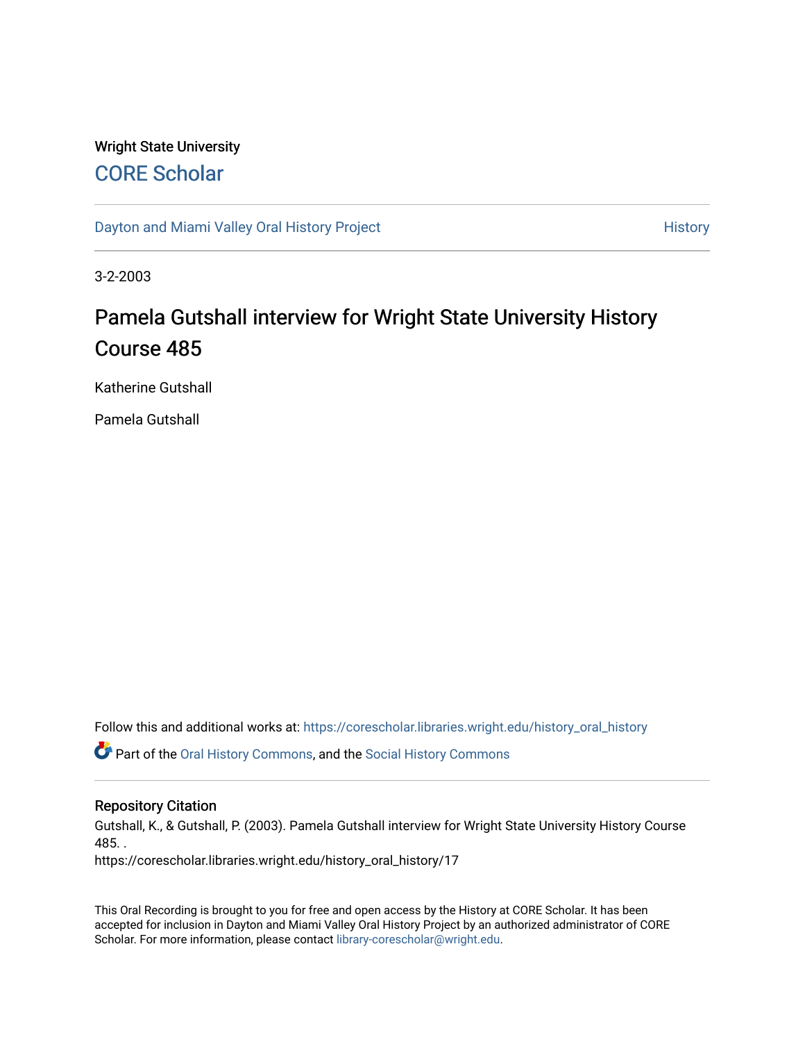Wright State University

# CORE Scholar

Dayton and Miami Valley Oral History Project | History

3-2-2003

# Pamela Gutshall interview for Wright State University History Course 485

Katherine Gutshall

Pamela Gutshall

Follow this and additional works at: https://corescholar.libraries.wright.edu/history_oral_history

Part of the Oral History Commons, and the Social History Commons

## Repository Citation

Gutshall, K., & Gutshall, P. (2003). Pamela Gutshall interview for Wright State University History Course 485. .
https://corescholar.libraries.wright.edu/history_oral_history/17

This Oral Recording is brought to you for free and open access by the History at CORE Scholar. It has been accepted for inclusion in Dayton and Miami Valley Oral History Project by an authorized administrator of CORE Scholar. For more information, please contact library-corescholar@wright.edu.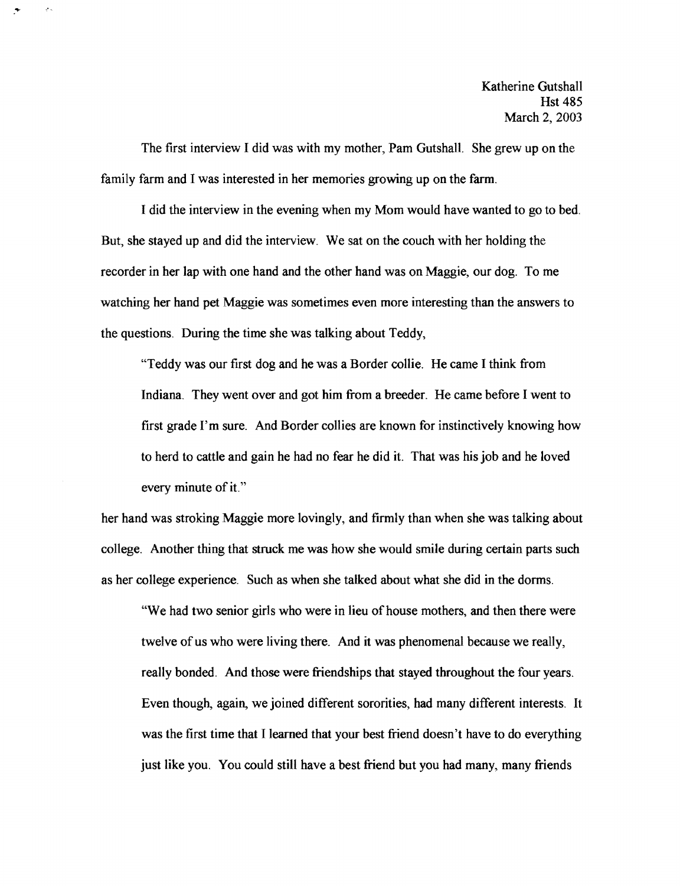Katherine Gutshall
Hst 485
March 2, 2003

The first interview I did was with my mother, Pam Gutshall. She grew up on the family farm and I was interested in her memories growing up on the farm.

I did the interview in the evening when my Mom would have wanted to go to bed. But, she stayed up and did the interview. We sat on the couch with her holding the recorder in her lap with one hand and the other hand was on Maggie, our dog. To me watching her hand pet Maggie was sometimes even more interesting than the answers to the questions. During the time she was talking about Teddy,

> "Teddy was our first dog and he was a Border collie. He came I think from Indiana. They went over and got him from a breeder. He came before I went to first grade I'm sure. And Border collies are known for instinctively knowing how to herd to cattle and gain he had no fear he did it. That was his job and he loved every minute of it."

her hand was stroking Maggie more lovingly, and firmly than when she was talking about college. Another thing that struck me was how she would smile during certain parts such as her college experience. Such as when she talked about what she did in the dorms.

> "We had two senior girls who were in lieu of house mothers, and then there were twelve of us who were living there. And it was phenomenal because we really, really bonded. And those were friendships that stayed throughout the four years. Even though, again, we joined different sororities, had many different interests. It was the first time that I learned that your best friend doesn't have to do everything just like you. You could still have a best friend but you had many, many friends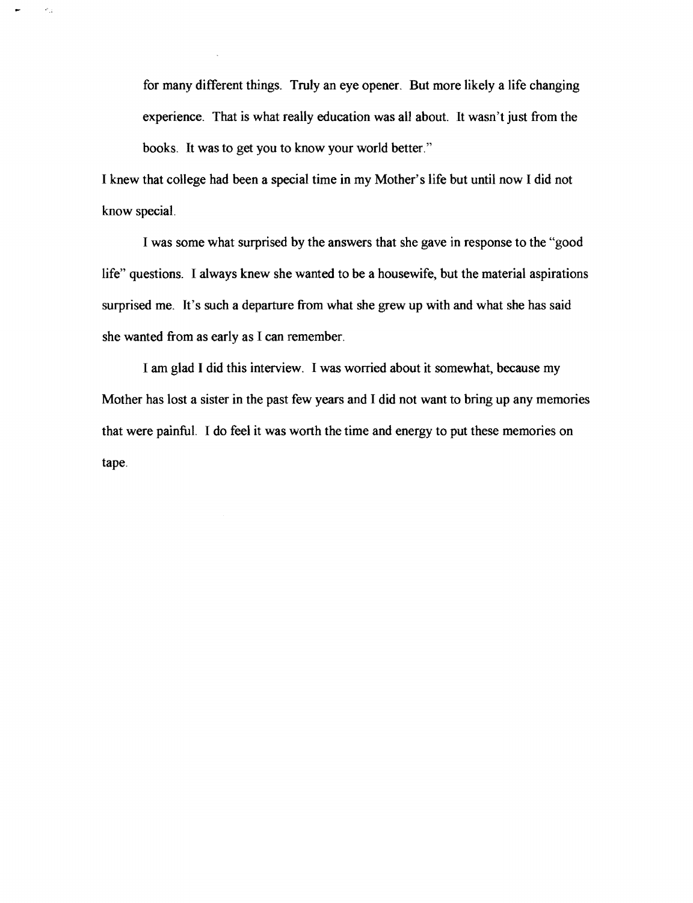for many different things. Truly an eye opener. But more likely a life changing experience. That is what really education was all about. It wasn't just from the books. It was to get you to know your world better."

I knew that college had been a special time in my Mother's life but until now I did not know special.

I was some what surprised by the answers that she gave in response to the "good life" questions. I always knew she wanted to be a housewife, but the material aspirations surprised me. It's such a departure from what she grew up with and what she has said she wanted from as early as I can remember.

I am glad I did this interview. I was worried about it somewhat, because my Mother has lost a sister in the past few years and I did not want to bring up any memories that were painful. I do feel it was worth the time and energy to put these memories on tape.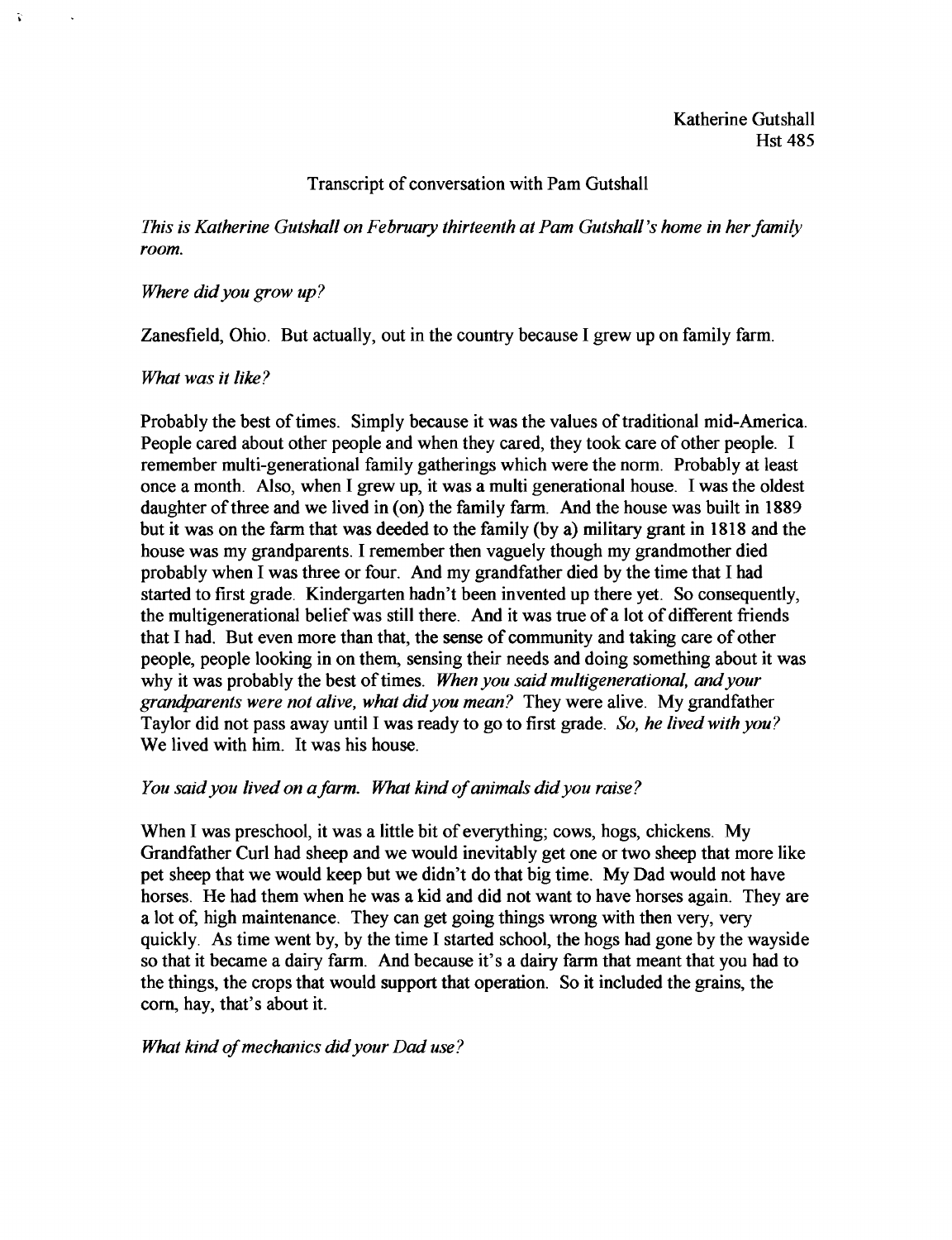Katherine Gutshall
Hst 485

Transcript of conversation with Pam Gutshall

*This is Katherine Gutshall on February thirteenth at Pam Gutshall's home in her family room.*

*Where did you grow up?*

Zanesfield, Ohio. But actually, out in the country because I grew up on family farm.

*What was it like?*

Probably the best of times. Simply because it was the values of traditional mid-America. People cared about other people and when they cared, they took care of other people. I remember multi-generational family gatherings which were the norm. Probably at least once a month. Also, when I grew up, it was a multi generational house. I was the oldest daughter of three and we lived in (on) the family farm. And the house was built in 1889 but it was on the farm that was deeded to the family (by a) military grant in 1818 and the house was my grandparents. I remember then vaguely though my grandmother died probably when I was three or four. And my grandfather died by the time that I had started to first grade. Kindergarten hadn't been invented up there yet. So consequently, the multigenerational belief was still there. And it was true of a lot of different friends that I had. But even more than that, the sense of community and taking care of other people, people looking in on them, sensing their needs and doing something about it was why it was probably the best of times. *When you said multigenerational, and your grandparents were not alive, what did you mean?* They were alive. My grandfather Taylor did not pass away until I was ready to go to first grade. *So, he lived with you?* We lived with him. It was his house.

*You said you lived on a farm. What kind of animals did you raise?*

When I was preschool, it was a little bit of everything; cows, hogs, chickens. My Grandfather Curl had sheep and we would inevitably get one or two sheep that more like pet sheep that we would keep but we didn't do that big time. My Dad would not have horses. He had them when he was a kid and did not want to have horses again. They are a lot of, high maintenance. They can get going things wrong with then very, very quickly. As time went by, by the time I started school, the hogs had gone by the wayside so that it became a dairy farm. And because it's a dairy farm that meant that you had to the things, the crops that would support that operation. So it included the grains, the corn, hay, that's about it.

*What kind of mechanics did your Dad use?*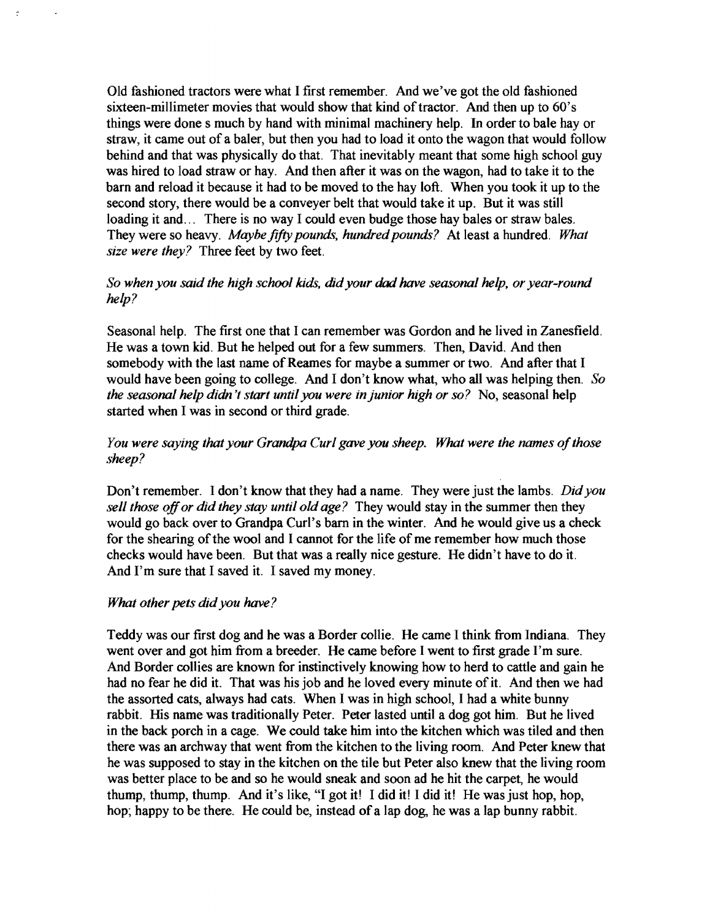Old fashioned tractors were what I first remember. And we've got the old fashioned sixteen-millimeter movies that would show that kind of tractor. And then up to 60's things were done s much by hand with minimal machinery help. In order to bale hay or straw, it came out of a baler, but then you had to load it onto the wagon that would follow behind and that was physically do that. That inevitably meant that some high school guy was hired to load straw or hay. And then after it was on the wagon, had to take it to the barn and reload it because it had to be moved to the hay loft. When you took it up to the second story, there would be a conveyer belt that would take it up. But it was still loading it and... There is no way I could even budge those hay bales or straw bales. They were so heavy. *Maybe fifty pounds, hundred pounds?* At least a hundred. *What size were they?* Three feet by two feet.

*So when you said the high school kids, did your dad have seasonal help, or year-round help?*

Seasonal help. The first one that I can remember was Gordon and he lived in Zanesfield. He was a town kid. But he helped out for a few summers. Then, David. And then somebody with the last name of Reames for maybe a summer or two. And after that I would have been going to college. And I don't know what, who all was helping then. *So the seasonal help didn't start until you were in junior high or so?* No, seasonal help started when I was in second or third grade.

*You were saying that your Grandpa Curl gave you sheep. What were the names of those sheep?*

Don't remember. I don't know that they had a name. They were just the lambs. *Did you sell those off or did they stay until old age?* They would stay in the summer then they would go back over to Grandpa Curl's barn in the winter. And he would give us a check for the shearing of the wool and I cannot for the life of me remember how much those checks would have been. But that was a really nice gesture. He didn't have to do it. And I'm sure that I saved it. I saved my money.

*What other pets did you have?*

Teddy was our first dog and he was a Border collie. He came I think from Indiana. They went over and got him from a breeder. He came before I went to first grade I'm sure. And Border collies are known for instinctively knowing how to herd to cattle and gain he had no fear he did it. That was his job and he loved every minute of it. And then we had the assorted cats, always had cats. When I was in high school, I had a white bunny rabbit. His name was traditionally Peter. Peter lasted until a dog got him. But he lived in the back porch in a cage. We could take him into the kitchen which was tiled and then there was an archway that went from the kitchen to the living room. And Peter knew that he was supposed to stay in the kitchen on the tile but Peter also knew that the living room was better place to be and so he would sneak and soon ad he hit the carpet, he would thump, thump, thump. And it's like, "I got it! I did it! I did it! He was just hop, hop, hop; happy to be there. He could be, instead of a lap dog, he was a lap bunny rabbit.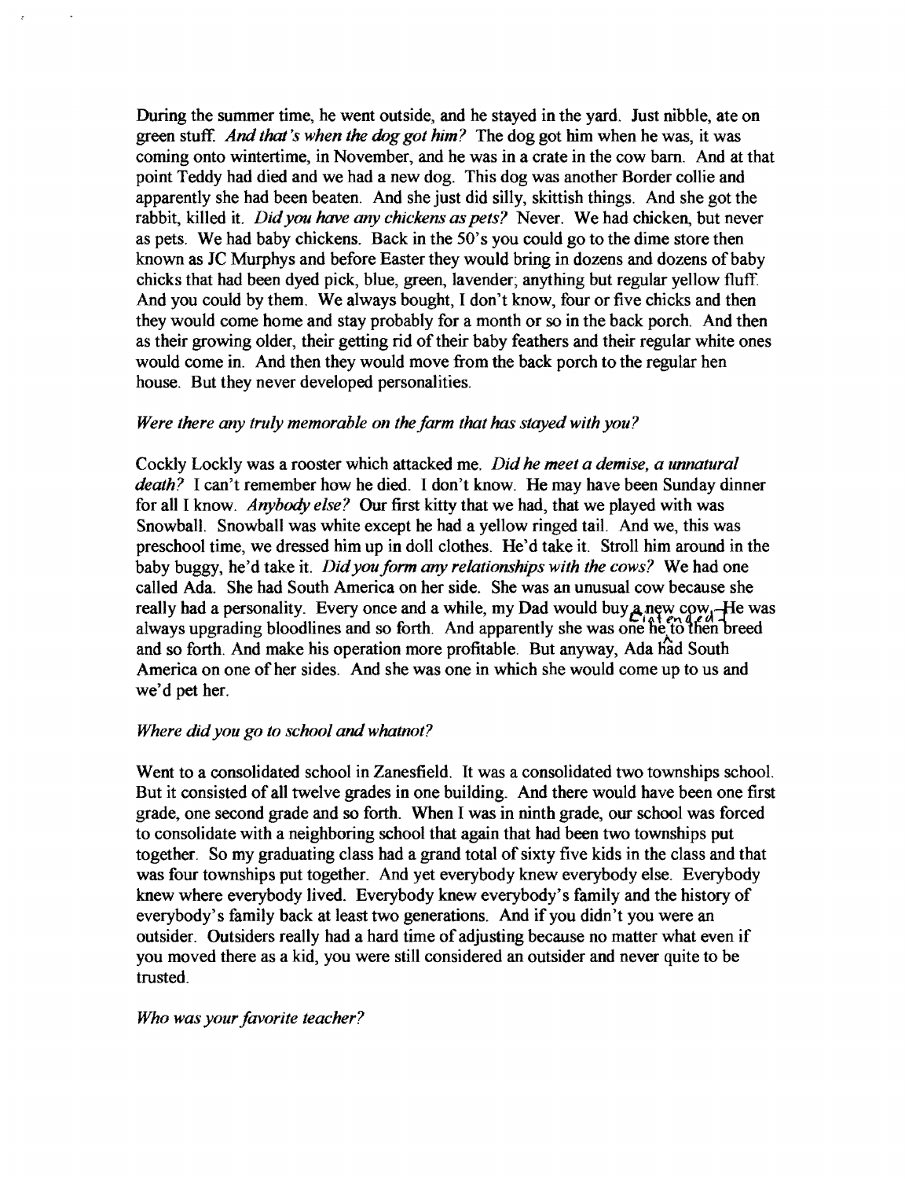During the summer time, he went outside, and he stayed in the yard. Just nibble, ate on green stuff. *And that's when the dog got him?* The dog got him when he was, it was coming onto wintertime, in November, and he was in a crate in the cow barn. And at that point Teddy had died and we had a new dog. This dog was another Border collie and apparently she had been beaten. And she just did silly, skittish things. And she got the rabbit, killed it. *Did you have any chickens as pets?* Never. We had chicken, but never as pets. We had baby chickens. Back in the 50's you could go to the dime store then known as JC Murphys and before Easter they would bring in dozens and dozens of baby chicks that had been dyed pick, blue, green, lavender; anything but regular yellow fluff. And you could by them. We always bought, I don't know, four or five chicks and then they would come home and stay probably for a month or so in the back porch. And then as their growing older, their getting rid of their baby feathers and their regular white ones would come in. And then they would move from the back porch to the regular hen house. But they never developed personalities.

*Were there any truly memorable on the farm that has stayed with you?*

Cockly Lockly was a rooster which attacked me. *Did he meet a demise, a unnatural death?* I can't remember how he died. I don't know. He may have been Sunday dinner for all I know. *Anybody else?* Our first kitty that we had, that we played with was Snowball. Snowball was white except he had a yellow ringed tail. And we, this was preschool time, we dressed him up in doll clothes. He'd take it. Stroll him around in the baby buggy, he'd take it. *Did you form any relationships with the cows?* We had one called Ada. She had South America on her side. She was an unusual cow because she really had a personality. Every once and a while, my Dad would buy a new cow. He was always upgrading bloodlines and so forth. And apparently she was one he intended to then breed and so forth. And make his operation more profitable. But anyway, Ada had South America on one of her sides. And she was one in which she would come up to us and we'd pet her.

*Where did you go to school and whatnot?*

Went to a consolidated school in Zanesfield. It was a consolidated two townships school. But it consisted of all twelve grades in one building. And there would have been one first grade, one second grade and so forth. When I was in ninth grade, our school was forced to consolidate with a neighboring school that again that had been two townships put together. So my graduating class had a grand total of sixty five kids in the class and that was four townships put together. And yet everybody knew everybody else. Everybody knew where everybody lived. Everybody knew everybody's family and the history of everybody's family back at least two generations. And if you didn't you were an outsider. Outsiders really had a hard time of adjusting because no matter what even if you moved there as a kid, you were still considered an outsider and never quite to be trusted.

*Who was your favorite teacher?*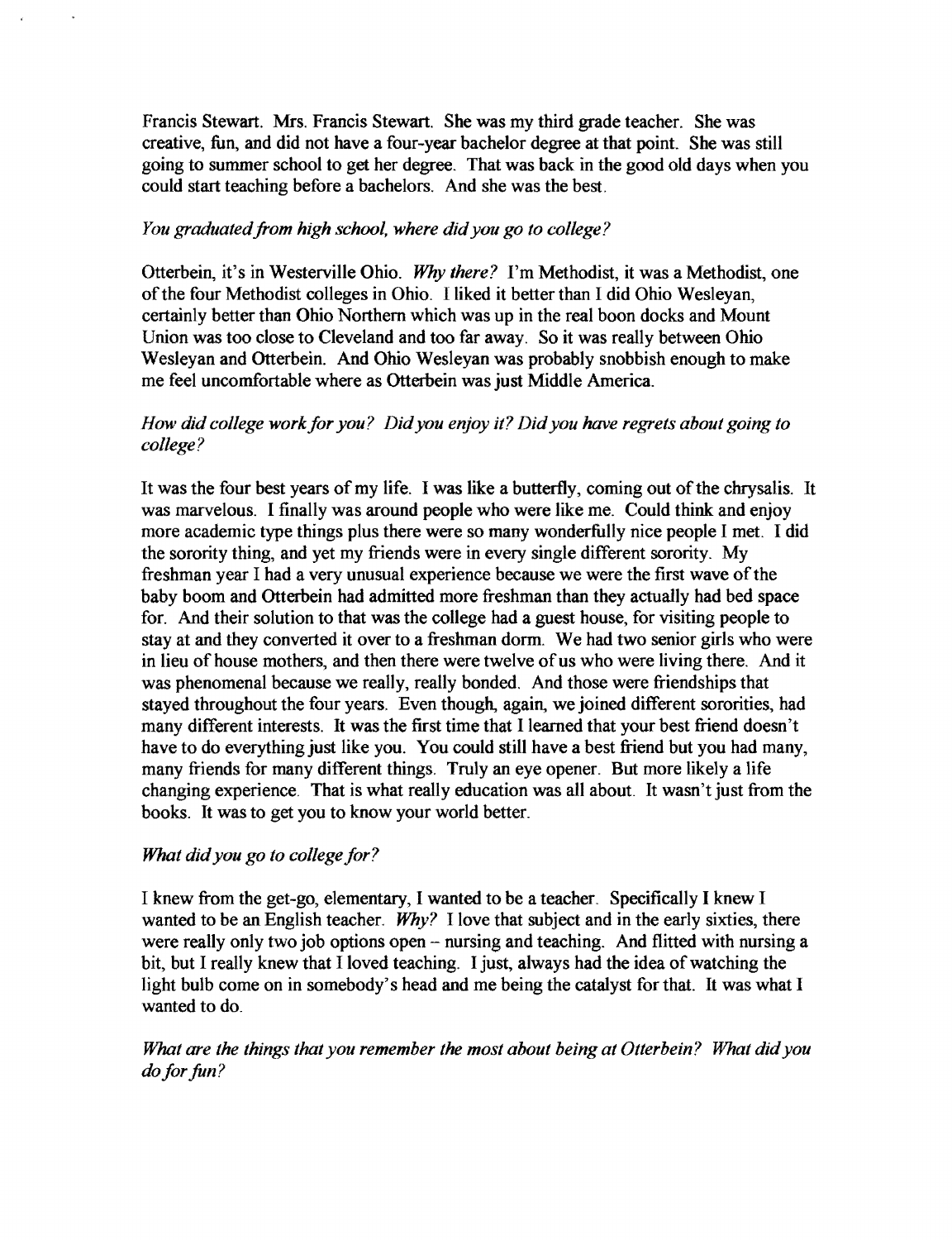Francis Stewart. Mrs. Francis Stewart. She was my third grade teacher. She was creative, fun, and did not have a four-year bachelor degree at that point. She was still going to summer school to get her degree. That was back in the good old days when you could start teaching before a bachelors. And she was the best.

*You graduated from high school, where did you go to college?*

Otterbein, it's in Westerville Ohio. *Why there?* I'm Methodist, it was a Methodist, one of the four Methodist colleges in Ohio. I liked it better than I did Ohio Wesleyan, certainly better than Ohio Northern which was up in the real boon docks and Mount Union was too close to Cleveland and too far away. So it was really between Ohio Wesleyan and Otterbein. And Ohio Wesleyan was probably snobbish enough to make me feel uncomfortable where as Otterbein was just Middle America.

*How did college work for you? Did you enjoy it? Did you have regrets about going to college?*

It was the four best years of my life. I was like a butterfly, coming out of the chrysalis. It was marvelous. I finally was around people who were like me. Could think and enjoy more academic type things plus there were so many wonderfully nice people I met. I did the sorority thing, and yet my friends were in every single different sorority. My freshman year I had a very unusual experience because we were the first wave of the baby boom and Otterbein had admitted more freshman than they actually had bed space for. And their solution to that was the college had a guest house, for visiting people to stay at and they converted it over to a freshman dorm. We had two senior girls who were in lieu of house mothers, and then there were twelve of us who were living there. And it was phenomenal because we really, really bonded. And those were friendships that stayed throughout the four years. Even though, again, we joined different sororities, had many different interests. It was the first time that I learned that your best friend doesn't have to do everything just like you. You could still have a best friend but you had many, many friends for many different things. Truly an eye opener. But more likely a life changing experience. That is what really education was all about. It wasn't just from the books. It was to get you to know your world better.

*What did you go to college for?*

I knew from the get-go, elementary, I wanted to be a teacher. Specifically I knew I wanted to be an English teacher. *Why?* I love that subject and in the early sixties, there were really only two job options open – nursing and teaching. And flitted with nursing a bit, but I really knew that I loved teaching. I just, always had the idea of watching the light bulb come on in somebody's head and me being the catalyst for that. It was what I wanted to do.

*What are the things that you remember the most about being at Otterbein? What did you do for fun?*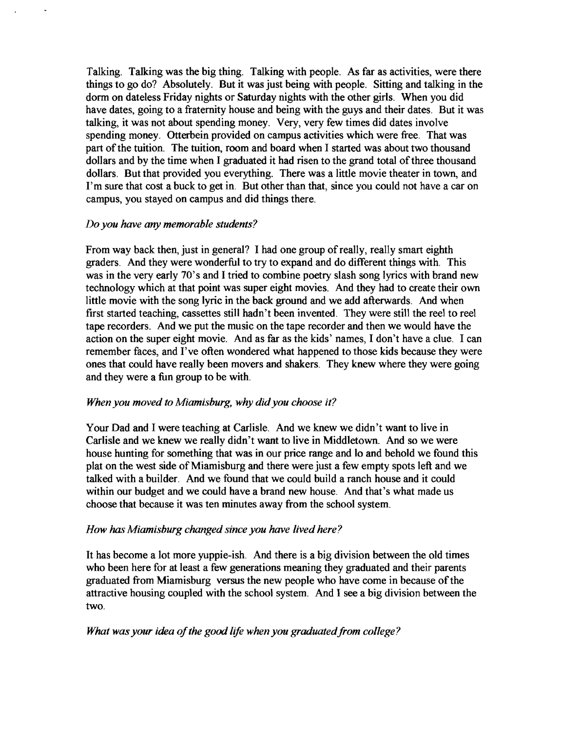Talking. Talking was the big thing. Talking with people. As far as activities, were there things to go do? Absolutely. But it was just being with people. Sitting and talking in the dorm on dateless Friday nights or Saturday nights with the other girls. When you did have dates, going to a fraternity house and being with the guys and their dates. But it was talking, it was not about spending money. Very, very few times did dates involve spending money. Otterbein provided on campus activities which were free. That was part of the tuition. The tuition, room and board when I started was about two thousand dollars and by the time when I graduated it had risen to the grand total of three thousand dollars. But that provided you everything. There was a little movie theater in town, and I'm sure that cost a buck to get in. But other than that, since you could not have a car on campus, you stayed on campus and did things there.

*Do you have any memorable students?*

From way back then, just in general? I had one group of really, really smart eighth graders. And they were wonderful to try to expand and do different things with. This was in the very early 70's and I tried to combine poetry slash song lyrics with brand new technology which at that point was super eight movies. And they had to create their own little movie with the song lyric in the back ground and we add afterwards. And when first started teaching, cassettes still hadn't been invented. They were still the reel to reel tape recorders. And we put the music on the tape recorder and then we would have the action on the super eight movie. And as far as the kids' names, I don't have a clue. I can remember faces, and I've often wondered what happened to those kids because they were ones that could have really been movers and shakers. They knew where they were going and they were a fun group to be with.

*When you moved to Miamisburg, why did you choose it?*

Your Dad and I were teaching at Carlisle. And we knew we didn't want to live in Carlisle and we knew we really didn't want to live in Middletown. And so we were house hunting for something that was in our price range and lo and behold we found this plat on the west side of Miamisburg and there were just a few empty spots left and we talked with a builder. And we found that we could build a ranch house and it could within our budget and we could have a brand new house. And that's what made us choose that because it was ten minutes away from the school system.

*How has Miamisburg changed since you have lived here?*

It has become a lot more yuppie-ish. And there is a big division between the old times who been here for at least a few generations meaning they graduated and their parents graduated from Miamisburg versus the new people who have come in because of the attractive housing coupled with the school system. And I see a big division between the two.

*What was your idea of the good life when you graduated from college?*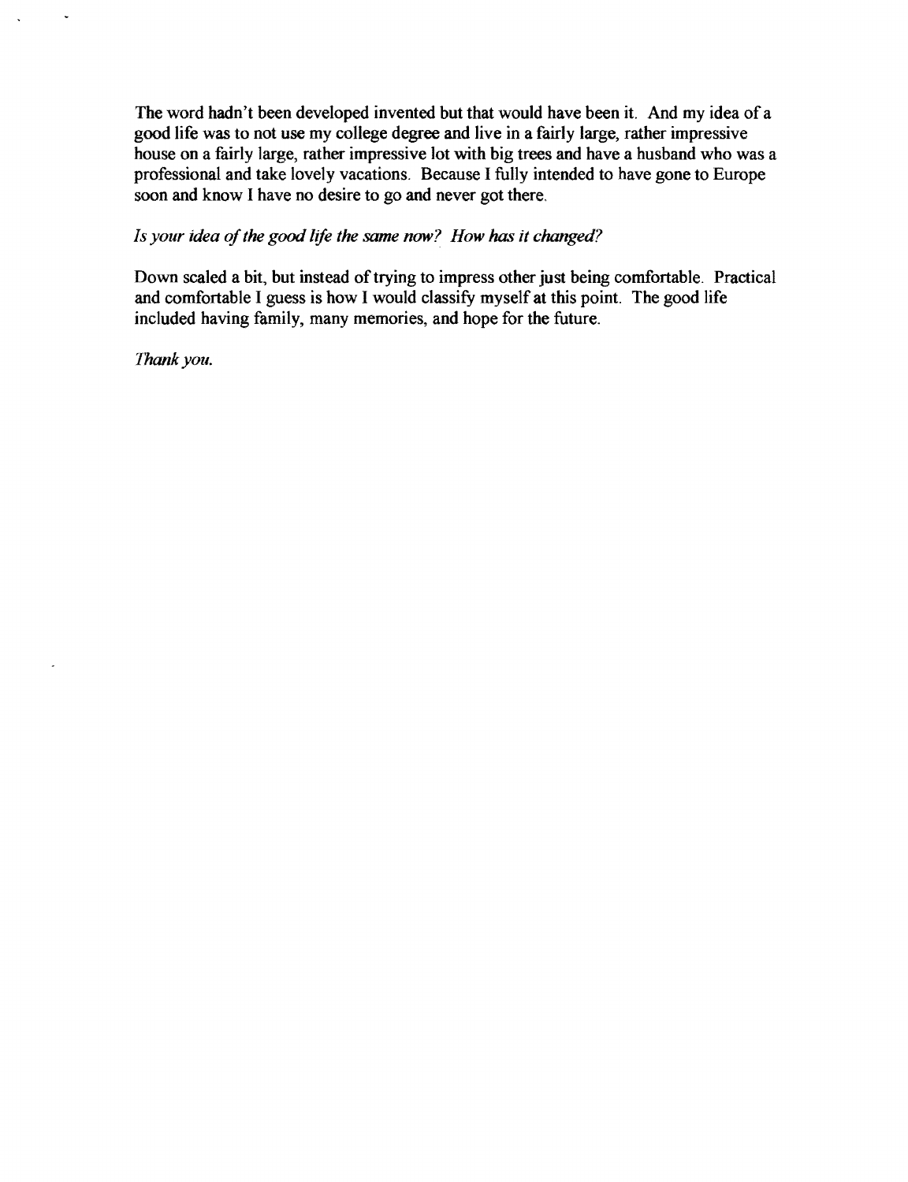The word hadn't been developed invented but that would have been it. And my idea of a good life was to not use my college degree and live in a fairly large, rather impressive house on a fairly large, rather impressive lot with big trees and have a husband who was a professional and take lovely vacations. Because I fully intended to have gone to Europe soon and know I have no desire to go and never got there.

*Is your idea of the good life the same now? How has it changed?*

Down scaled a bit, but instead of trying to impress other just being comfortable. Practical and comfortable I guess is how I would classify myself at this point. The good life included having family, many memories, and hope for the future.

*Thank you.*